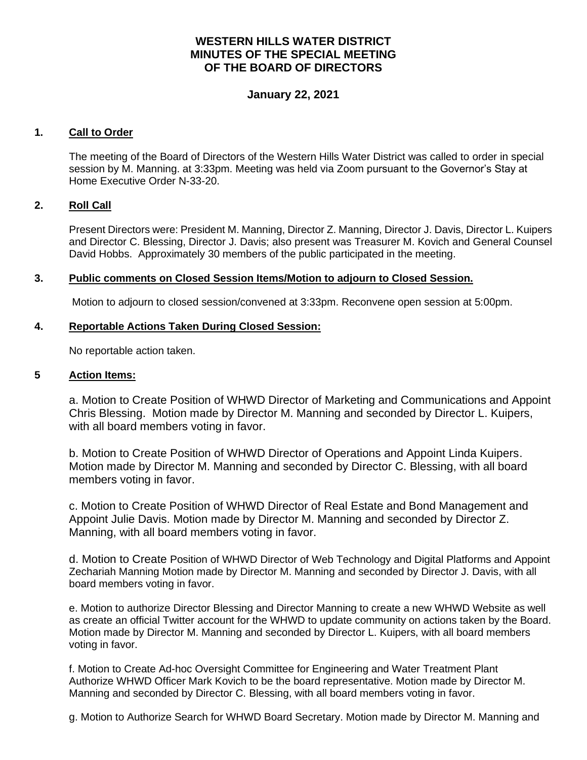# WESTERN HILLS WATER DISTRICT
# MINUTES OF THE SPECIAL MEETING
# OF THE BOARD OF DIRECTORS

## January 22, 2021

### 1. Call to Order

The meeting of the Board of Directors of the Western Hills Water District was called to order in special session by M. Manning. at 3:33pm. Meeting was held via Zoom pursuant to the Governor's Stay at Home Executive Order N-33-20.

### 2. Roll Call

Present Directors were: President M. Manning, Director Z. Manning, Director J. Davis, Director L. Kuipers and Director C. Blessing, Director J. Davis; also present was Treasurer M. Kovich and General Counsel David Hobbs. Approximately 30 members of the public participated in the meeting.

### 3. Public comments on Closed Session Items/Motion to adjourn to Closed Session.

Motion to adjourn to closed session/convened at 3:33pm. Reconvene open session at 5:00pm.

### 4. Reportable Actions Taken During Closed Session:

No reportable action taken.

### 5 Action Items:

a. Motion to Create Position of WHWD Director of Marketing and Communications and Appoint Chris Blessing. Motion made by Director M. Manning and seconded by Director L. Kuipers, with all board members voting in favor.

b. Motion to Create Position of WHWD Director of Operations and Appoint Linda Kuipers. Motion made by Director M. Manning and seconded by Director C. Blessing, with all board members voting in favor.

c. Motion to Create Position of WHWD Director of Real Estate and Bond Management and Appoint Julie Davis. Motion made by Director M. Manning and seconded by Director Z. Manning, with all board members voting in favor.

d. Motion to Create Position of WHWD Director of Web Technology and Digital Platforms and Appoint Zechariah Manning Motion made by Director M. Manning and seconded by Director J. Davis, with all board members voting in favor.

e. Motion to authorize Director Blessing and Director Manning to create a new WHWD Website as well as create an official Twitter account for the WHWD to update community on actions taken by the Board. Motion made by Director M. Manning and seconded by Director L. Kuipers, with all board members voting in favor.

f. Motion to Create Ad-hoc Oversight Committee for Engineering and Water Treatment Plant Authorize WHWD Officer Mark Kovich to be the board representative. Motion made by Director M. Manning and seconded by Director C. Blessing, with all board members voting in favor.

g. Motion to Authorize Search for WHWD Board Secretary. Motion made by Director M. Manning and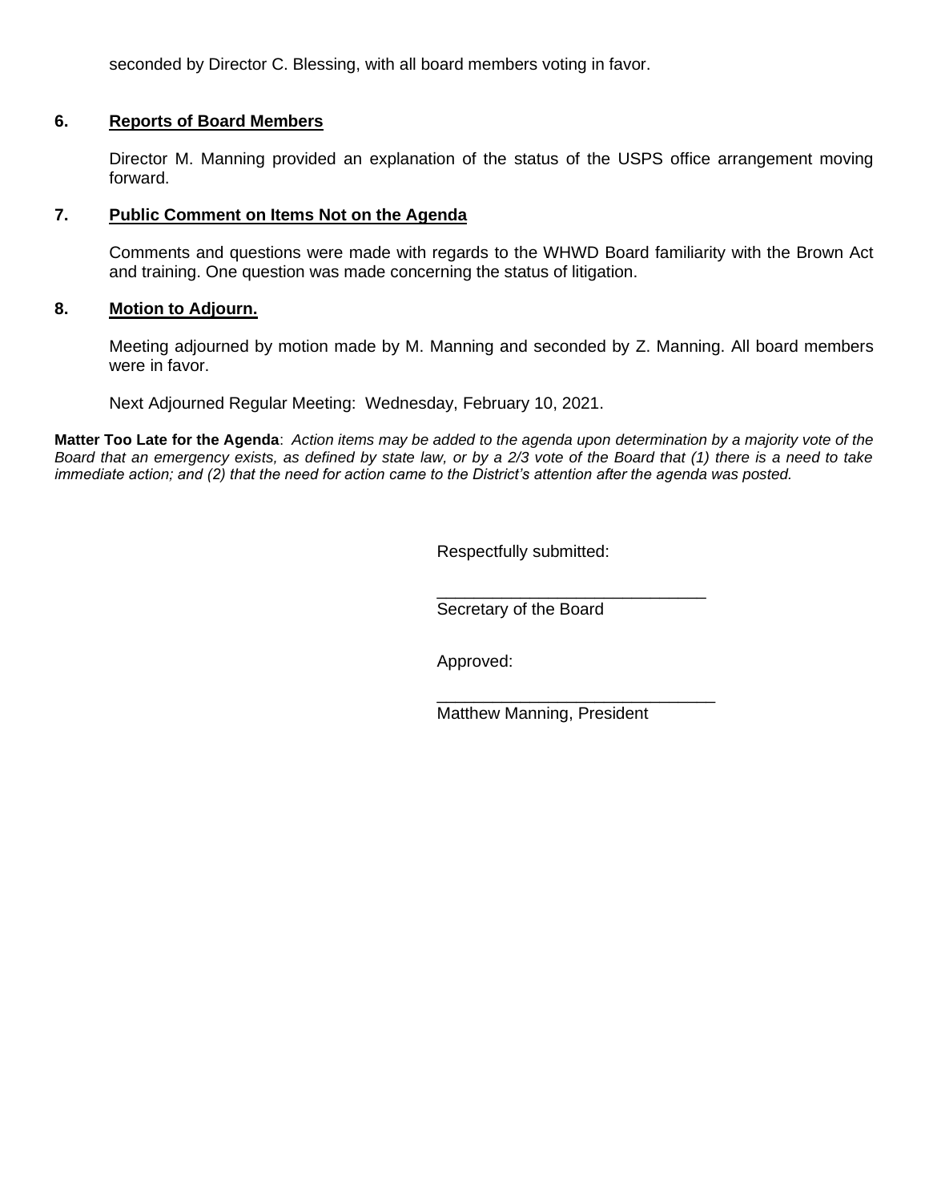seconded by Director C. Blessing, with all board members voting in favor.

**6. Reports of Board Members**

Director M. Manning provided an explanation of the status of the USPS office arrangement moving forward.

**7. Public Comment on Items Not on the Agenda**

Comments and questions were made with regards to the WHWD Board familiarity with the Brown Act and training. One question was made concerning the status of litigation.

**8. Motion to Adjourn.**

Meeting adjourned by motion made by M. Manning and seconded by Z. Manning. All board members were in favor.

Next Adjourned Regular Meeting: Wednesday, February 10, 2021.

**Matter Too Late for the Agenda**: *Action items may be added to the agenda upon determination by a majority vote of the Board that an emergency exists, as defined by state law, or by a 2/3 vote of the Board that (1) there is a need to take immediate action; and (2) that the need for action came to the District's attention after the agenda was posted.*

Respectfully submitted:

_____________________________
Secretary of the Board

Approved:

_____________________________
Matthew Manning, President